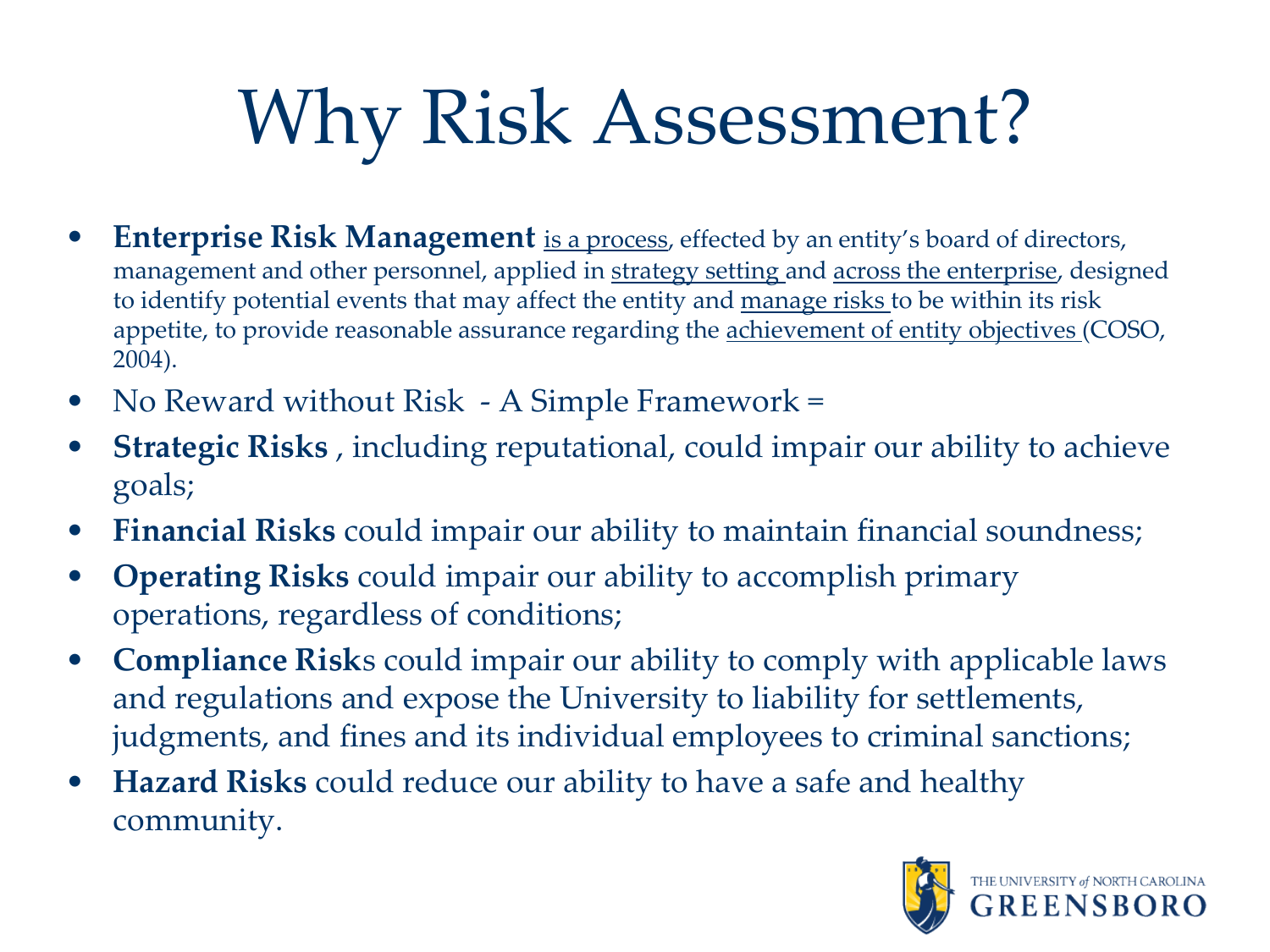# Why Risk Assessment?

- **Enterprise Risk Management** <u>is a process</u>, effected by an entity's board of directors, management and other personnel, applied in <u>strategy setting</u> and <u>across the enterprise</u>, designed to identify potential events that may affect the entity and <u>manage risks</u> to be within its risk appetite, to provide reasonable assurance regarding the <u>achievement of entity objectives</u> (COSO, 2004).
- No Reward without Risk - A Simple Framework =
- **Strategic Risks** , including reputational, could impair our ability to achieve goals;
- **Financial Risks** could impair our ability to maintain financial soundness;
- **Operating Risks** could impair our ability to accomplish primary operations, regardless of conditions;
- **Compliance Risk**s could impair our ability to comply with applicable laws and regulations and expose the University to liability for settlements, judgments, and fines and its individual employees to criminal sanctions;
- **Hazard Risks** could reduce our ability to have a safe and healthy community.

THE UNIVERSITY *of* NORTH CAROLINA
GREENSBORO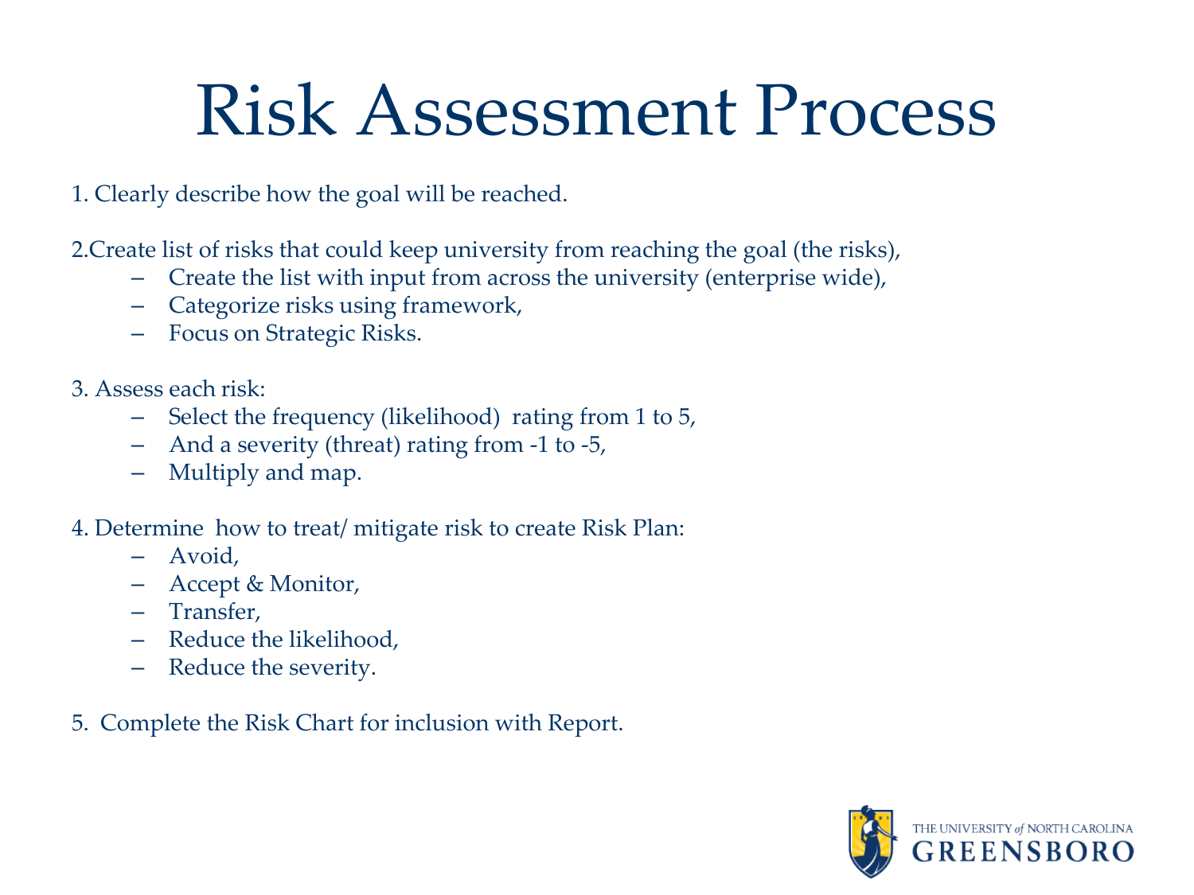# Risk Assessment Process

1. Clearly describe how the goal will be reached.

2. Create list of risks that could keep university from reaching the goal (the risks),
   - Create the list with input from across the university (enterprise wide),
   - Categorize risks using framework,
   - Focus on Strategic Risks.

3. Assess each risk:
   - Select the frequency (likelihood) rating from 1 to 5,
   - And a severity (threat) rating from -1 to -5,
   - Multiply and map.

4. Determine how to treat/ mitigate risk to create Risk Plan:
   - Avoid,
   - Accept & Monitor,
   - Transfer,
   - Reduce the likelihood,
   - Reduce the severity.

5. Complete the Risk Chart for inclusion with Report.

THE UNIVERSITY *of* NORTH CAROLINA
GREENSBORO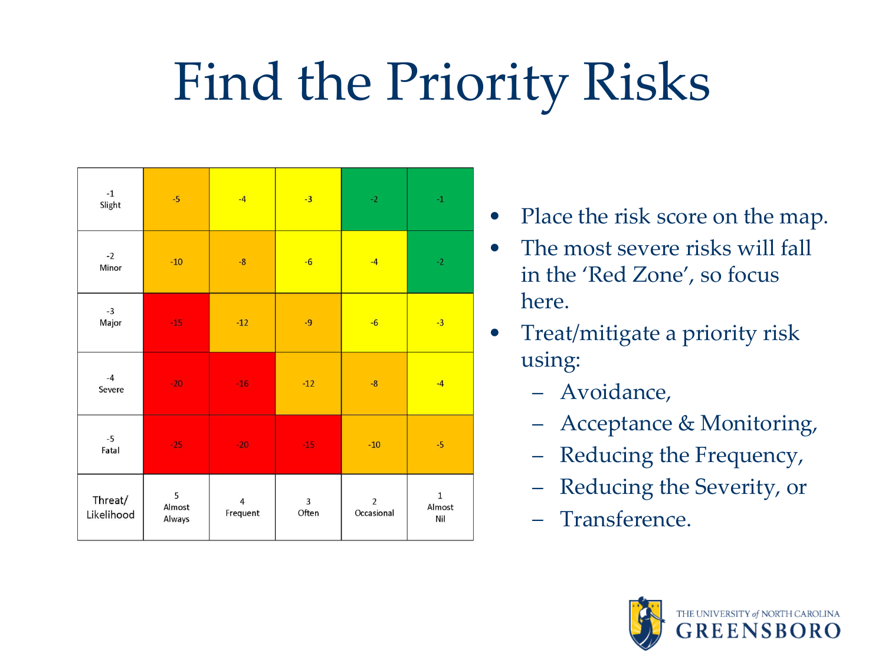# Find the Priority Risks

| | | | | | |
|---|---|---|---|---|---|
| -1 Slight | -5 | -4 | -3 | -2 | -1 |
| -2 Minor | -10 | -8 | -6 | -4 | -2 |
| -3 Major | -15 | -12 | -9 | -6 | -3 |
| -4 Severe | -20 | -16 | -12 | -8 | -4 |
| -5 Fatal | -25 | -20 | -15 | -10 | -5 |
| Threat/ Likelihood | 5 Almost Always | 4 Frequent | 3 Often | 2 Occasional | 1 Almost Nil |

- Place the risk score on the map.
- The most severe risks will fall in the 'Red Zone', so focus here.
- Treat/mitigate a priority risk using:
  - Avoidance,
  - Acceptance & Monitoring,
  - Reducing the Frequency,
  - Reducing the Severity, or
  - Transference.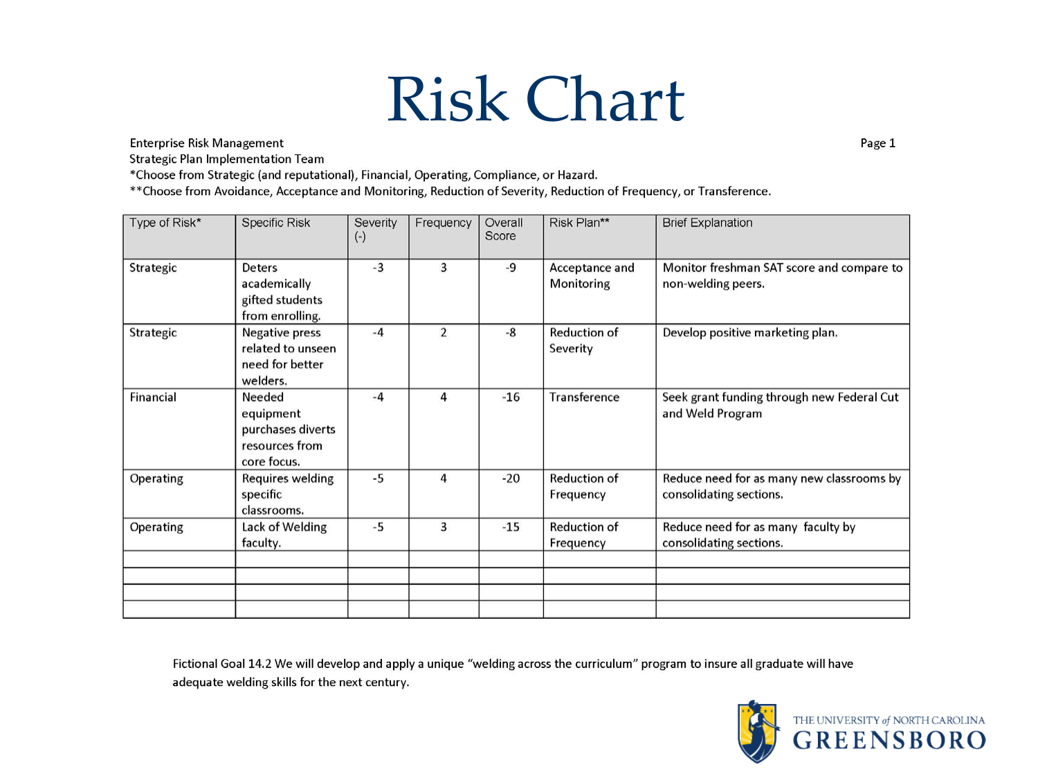# Risk Chart

Enterprise Risk Management

Strategic Plan Implementation Team

*Choose from Strategic (and reputational), Financial, Operating, Compliance, or Hazard.

**Choose from Avoidance, Acceptance and Monitoring, Reduction of Severity, Reduction of Frequency, or Transference.

| Type of Risk* | Specific Risk | Severity (-) | Frequency | Overall Score | Risk Plan** | Brief Explanation |
|---|---|---|---|---|---|---|
| Strategic | Deters academically gifted students from enrolling. | -3 | 3 | -9 | Acceptance and Monitoring | Monitor freshman SAT score and compare to non-welding peers. |
| Strategic | Negative press related to unseen need for better welders. | -4 | 2 | -8 | Reduction of Severity | Develop positive marketing plan. |
| Financial | Needed equipment purchases diverts resources from core focus. | -4 | 4 | -16 | Transference | Seek grant funding through new Federal Cut and Weld Program |
| Operating | Requires welding specific classrooms. | -5 | 4 | -20 | Reduction of Frequency | Reduce need for as many new classrooms by consolidating sections. |
| Operating | Lack of Welding faculty. | -5 | 3 | -15 | Reduction of Frequency | Reduce need for as many faculty by consolidating sections. |
| | | | | | | |
| | | | | | | |
| | | | | | | |
| | | | | | | |

Fictional Goal 14.2 We will develop and apply a unique "welding across the curriculum" program to insure all graduate will have adequate welding skills for the next century.

THE UNIVERSITY of NORTH CAROLINA GREENSBORO